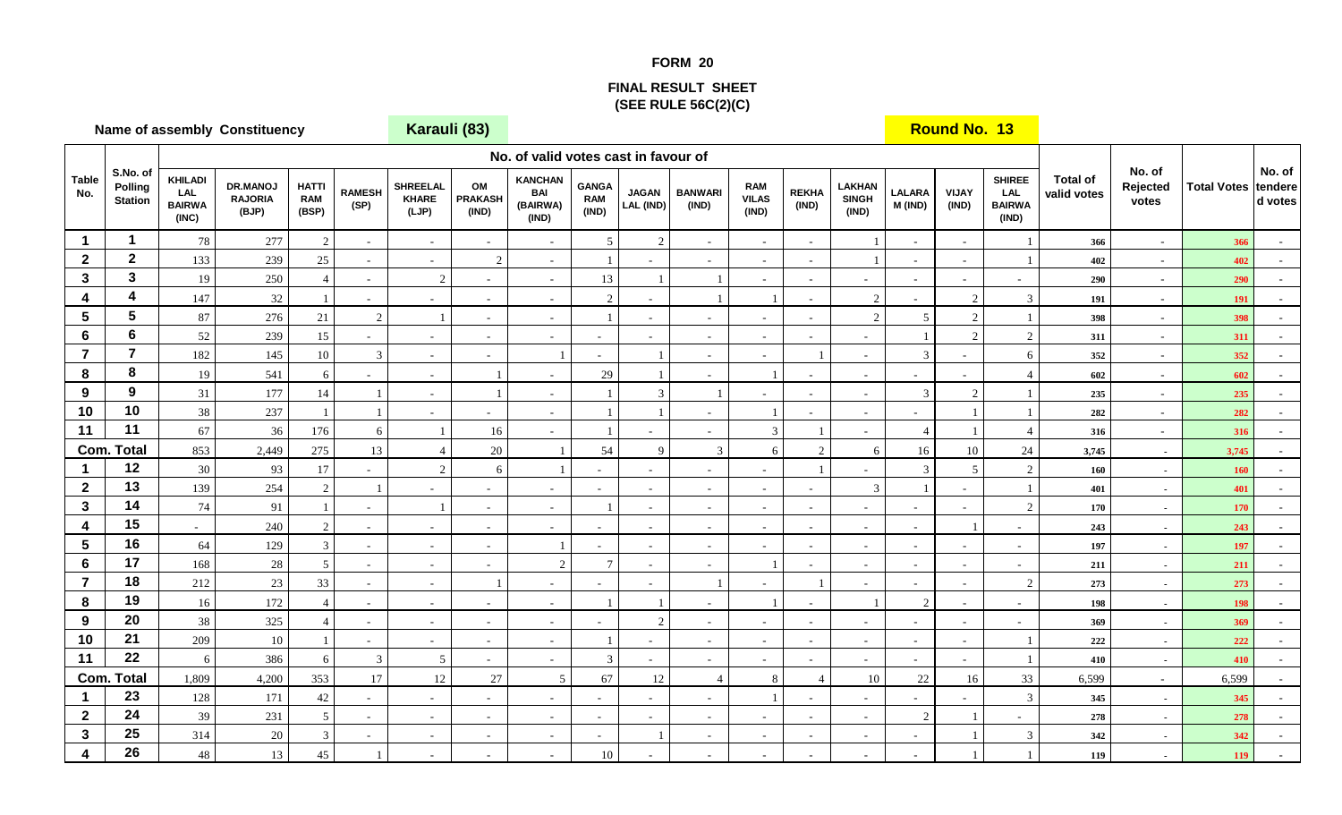# FORM 20

## FINAL RESULT SHEET
## (SEE RULE 56C(2)(C)

**Name of assembly Constituency** **Karauli (83)** **Round No. 13**

| Table No. | S.No. of Polling Station | No. of valid votes cast in favour of | | | | | | | | | | | | | | | | | Total of valid votes | No. of Rejected votes | Total Votes | No. of tendered votes |
|---|---|---|---|---|---|---|---|---|---|---|---|---|---|---|---|---|---|---|---|---|---|---|
| | | KHILADI LAL BAIRWA (INC) | DR.MANOJ RAJORIA (BJP) | HATTI RAM (BSP) | RAMESH (SP) | SHREELAL KHARE (LJP) | OM PRAKASH (IND) | KANCHAN BAI (BAIRWA) (IND) | GANGA RAM (IND) | JAGAN LAL (IND) | BANWARI (IND) | RAM VILAS (IND) | REKHA (IND) | LAKHAN SINGH (IND) | LALARA M (IND) | VIJAY (IND) | SHIREE LAL BAIRWA (IND) | | | | | |
| 1 | 1 | 78 | 277 | 2 | - | - | - | - | 5 | 2 | - | - | - | 1 | - | - | 1 | | 366 | - | 366 | - |
| 2 | 2 | 133 | 239 | 25 | - | - | 2 | - | 1 | - | - | - | - | 1 | - | - | 1 | | 402 | - | 402 | - |
| 3 | 3 | 19 | 250 | 4 | - | 2 | - | - | 13 | 1 | 1 | - | - | - | - | - | - | | 290 | - | 290 | - |
| 4 | 4 | 147 | 32 | 1 | - | - | - | - | 2 | - | 1 | 1 | - | 2 | - | 2 | 3 | | 191 | - | 191 | - |
| 5 | 5 | 87 | 276 | 21 | 2 | 1 | - | - | 1 | - | - | - | - | 2 | 5 | 2 | 1 | | 398 | - | 398 | - |
| 6 | 6 | 52 | 239 | 15 | - | - | - | - | - | - | - | - | - | - | 1 | 2 | 2 | | 311 | - | 311 | - |
| 7 | 7 | 182 | 145 | 10 | 3 | - | - | 1 | - | 1 | - | - | 1 | - | 3 | - | 6 | | 352 | - | 352 | - |
| 8 | 8 | 19 | 541 | 6 | - | - | 1 | - | 29 | 1 | - | 1 | - | - | - | - | 4 | | 602 | - | 602 | - |
| 9 | 9 | 31 | 177 | 14 | 1 | - | 1 | - | 1 | 3 | 1 | - | - | - | 3 | 2 | 1 | | 235 | - | 235 | - |
| 10 | 10 | 38 | 237 | 1 | 1 | - | - | - | 1 | 1 | - | 1 | - | - | - | 1 | 1 | | 282 | - | 282 | - |
| 11 | 11 | 67 | 36 | 176 | 6 | 1 | 16 | - | 1 | - | - | 3 | 1 | - | 4 | 1 | 4 | | 316 | - | 316 | - |
| Com. Total | | 853 | 2,449 | 275 | 13 | 4 | 20 | 1 | 54 | 9 | 3 | 6 | 2 | 6 | 16 | 10 | 24 | | 3,745 | - | 3,745 | - |
| 1 | 12 | 30 | 93 | 17 | - | 2 | 6 | 1 | - | - | - | - | 1 | - | 3 | 5 | 2 | | 160 | - | 160 | - |
| 2 | 13 | 139 | 254 | 2 | 1 | - | - | - | - | - | - | - | - | 3 | 1 | - | 1 | | 401 | - | 401 | - |
| 3 | 14 | 74 | 91 | 1 | - | 1 | - | - | 1 | - | - | - | - | - | - | - | 2 | | 170 | - | 170 | - |
| 4 | 15 | - | 240 | 2 | - | - | - | - | - | - | - | - | - | - | - | 1 | - | | 243 | - | 243 | - |
| 5 | 16 | 64 | 129 | 3 | - | - | - | 1 | - | - | - | - | - | - | - | - | - | | 197 | - | 197 | - |
| 6 | 17 | 168 | 28 | 5 | - | - | - | 2 | 7 | - | - | 1 | - | - | - | - | - | | 211 | - | 211 | - |
| 7 | 18 | 212 | 23 | 33 | - | - | 1 | - | - | - | 1 | - | 1 | - | - | - | 2 | | 273 | - | 273 | - |
| 8 | 19 | 16 | 172 | 4 | - | - | - | - | 1 | 1 | - | 1 | - | 1 | 2 | - | - | | 198 | - | 198 | - |
| 9 | 20 | 38 | 325 | 4 | - | - | - | - | - | 2 | - | - | - | - | - | - | - | | 369 | - | 369 | - |
| 10 | 21 | 209 | 10 | 1 | - | - | - | - | 1 | - | - | - | - | - | - | - | 1 | | 222 | - | 222 | - |
| 11 | 22 | 6 | 386 | 6 | 3 | 5 | - | - | 3 | - | - | - | - | - | - | - | 1 | | 410 | - | 410 | - |
| Com. Total | | 1,809 | 4,200 | 353 | 17 | 12 | 27 | 5 | 67 | 12 | 4 | 8 | 4 | 10 | 22 | 16 | 33 | | 6,599 | - | 6,599 | - |
| 1 | 23 | 128 | 171 | 42 | - | - | - | - | - | - | - | 1 | - | - | - | - | 3 | | 345 | - | 345 | - |
| 2 | 24 | 39 | 231 | 5 | - | - | - | - | - | - | - | - | - | - | 2 | 1 | - | | 278 | - | 278 | - |
| 3 | 25 | 314 | 20 | 3 | - | - | - | - | - | 1 | - | - | - | - | - | 1 | 3 | | 342 | - | 342 | - |
| 4 | 26 | 48 | 13 | 45 | 1 | - | - | - | 10 | - | - | - | - | - | - | 1 | 1 | | 119 | - | 119 | - |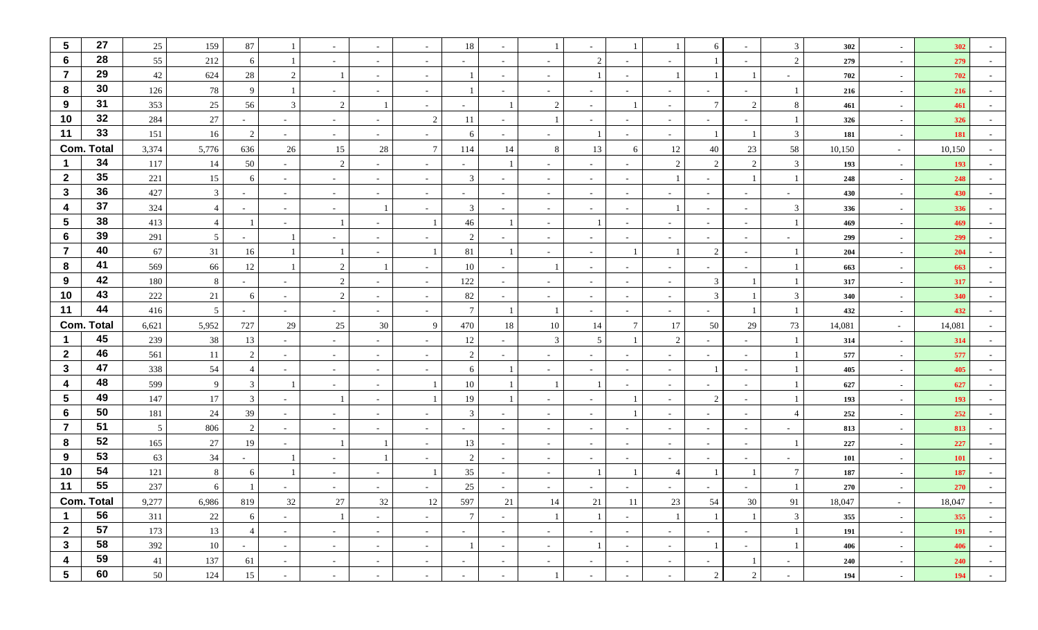| | | | | | | | | | | | | | | | | | | | | | |
|---|---|---|---|---|---|---|---|---|---|---|---|---|---|---|---|---|---|---|---|---|---|
| 5 | 27 | 25 | 159 | 87 | 1 | - | - | - | 18 | - | 1 | - | 1 | 1 | 6 | - | 3 | 302 | - | 302 | - |
| 6 | 28 | 55 | 212 | 6 | 1 | - | - | - | - | - | - | 2 | - | - | 1 | - | 2 | 279 | - | 279 | - |
| 7 | 29 | 42 | 624 | 28 | 2 | 1 | - | - | 1 | - | - | 1 | - | 1 | 1 | 1 | - | 702 | - | 702 | - |
| 8 | 30 | 126 | 78 | 9 | 1 | - | - | - | 1 | - | - | - | - | - | - | - | 1 | 216 | - | 216 | - |
| 9 | 31 | 353 | 25 | 56 | 3 | 2 | 1 | - | - | 1 | 2 | - | 1 | - | 7 | 2 | 8 | 461 | - | 461 | - |
| 10 | 32 | 284 | 27 | - | - | - | - | 2 | 11 | - | 1 | - | - | - | - | - | 1 | 326 | - | 326 | - |
| 11 | 33 | 151 | 16 | 2 | - | - | - | - | 6 | - | - | 1 | - | - | 1 | 1 | 3 | 181 | - | 181 | - |
| Com. Total | | 3,374 | 5,776 | 636 | 26 | 15 | 28 | 7 | 114 | 14 | 8 | 13 | 6 | 12 | 40 | 23 | 58 | 10,150 | - | 10,150 | - |
| 1 | 34 | 117 | 14 | 50 | - | 2 | - | - | - | 1 | - | - | - | 2 | 2 | 2 | 3 | 193 | - | 193 | - |
| 2 | 35 | 221 | 15 | 6 | - | - | - | - | 3 | - | - | - | - | 1 | - | 1 | 1 | 248 | - | 248 | - |
| 3 | 36 | 427 | 3 | - | - | - | - | - | - | - | - | - | - | - | - | - | - | 430 | - | 430 | - |
| 4 | 37 | 324 | 4 | - | - | - | 1 | - | 3 | - | - | - | - | 1 | - | - | 3 | 336 | - | 336 | - |
| 5 | 38 | 413 | 4 | 1 | - | 1 | - | 1 | 46 | 1 | - | 1 | - | - | - | - | 1 | 469 | - | 469 | - |
| 6 | 39 | 291 | 5 | - | 1 | - | - | - | 2 | - | - | - | - | - | - | - | - | 299 | - | 299 | - |
| 7 | 40 | 67 | 31 | 16 | 1 | 1 | - | 1 | 81 | 1 | - | - | 1 | 1 | 2 | - | 1 | 204 | - | 204 | - |
| 8 | 41 | 569 | 66 | 12 | 1 | 2 | 1 | - | 10 | - | 1 | - | - | - | - | - | 1 | 663 | - | 663 | - |
| 9 | 42 | 180 | 8 | - | - | 2 | - | - | 122 | - | - | - | - | - | 3 | 1 | 1 | 317 | - | 317 | - |
| 10 | 43 | 222 | 21 | 6 | - | 2 | - | - | 82 | - | - | - | - | - | 3 | 1 | 3 | 340 | - | 340 | - |
| 11 | 44 | 416 | 5 | - | - | - | - | - | 7 | 1 | 1 | - | - | - | - | 1 | 1 | 432 | - | 432 | - |
| Com. Total | | 6,621 | 5,952 | 727 | 29 | 25 | 30 | 9 | 470 | 18 | 10 | 14 | 7 | 17 | 50 | 29 | 73 | 14,081 | - | 14,081 | - |
| 1 | 45 | 239 | 38 | 13 | - | - | - | - | 12 | - | 3 | 5 | 1 | 2 | - | - | 1 | 314 | - | 314 | - |
| 2 | 46 | 561 | 11 | 2 | - | - | - | - | 2 | - | - | - | - | - | - | - | 1 | 577 | - | 577 | - |
| 3 | 47 | 338 | 54 | 4 | - | - | - | - | 6 | 1 | - | - | - | - | 1 | - | 1 | 405 | - | 405 | - |
| 4 | 48 | 599 | 9 | 3 | 1 | - | - | 1 | 10 | 1 | 1 | 1 | - | - | - | - | 1 | 627 | - | 627 | - |
| 5 | 49 | 147 | 17 | 3 | - | 1 | - | 1 | 19 | 1 | - | - | 1 | - | 2 | - | 1 | 193 | - | 193 | - |
| 6 | 50 | 181 | 24 | 39 | - | - | - | - | 3 | - | - | - | 1 | - | - | - | 4 | 252 | - | 252 | - |
| 7 | 51 | 5 | 806 | 2 | - | - | - | - | - | - | - | - | - | - | - | - | - | 813 | - | 813 | - |
| 8 | 52 | 165 | 27 | 19 | - | 1 | 1 | - | 13 | - | - | - | - | - | - | - | 1 | 227 | - | 227 | - |
| 9 | 53 | 63 | 34 | - | 1 | - | 1 | - | 2 | - | - | - | - | - | - | - | - | 101 | - | 101 | - |
| 10 | 54 | 121 | 8 | 6 | 1 | - | - | 1 | 35 | - | - | 1 | 1 | 4 | 1 | 1 | 7 | 187 | - | 187 | - |
| 11 | 55 | 237 | 6 | 1 | - | - | - | - | 25 | - | - | - | - | - | - | - | 1 | 270 | - | 270 | - |
| Com. Total | | 9,277 | 6,986 | 819 | 32 | 27 | 32 | 12 | 597 | 21 | 14 | 21 | 11 | 23 | 54 | 30 | 91 | 18,047 | - | 18,047 | - |
| 1 | 56 | 311 | 22 | 6 | - | 1 | - | - | 7 | - | 1 | 1 | - | 1 | 1 | 1 | 3 | 355 | - | 355 | - |
| 2 | 57 | 173 | 13 | 4 | - | - | - | - | - | - | - | - | - | - | - | - | 1 | 191 | - | 191 | - |
| 3 | 58 | 392 | 10 | - | - | - | - | - | 1 | - | - | 1 | - | - | 1 | - | 1 | 406 | - | 406 | - |
| 4 | 59 | 41 | 137 | 61 | - | - | - | - | - | - | - | - | - | - | - | 1 | - | 240 | - | 240 | - |
| 5 | 60 | 50 | 124 | 15 | - | - | - | - | - | - | 1 | - | - | - | 2 | 2 | - | 194 | - | 194 | - |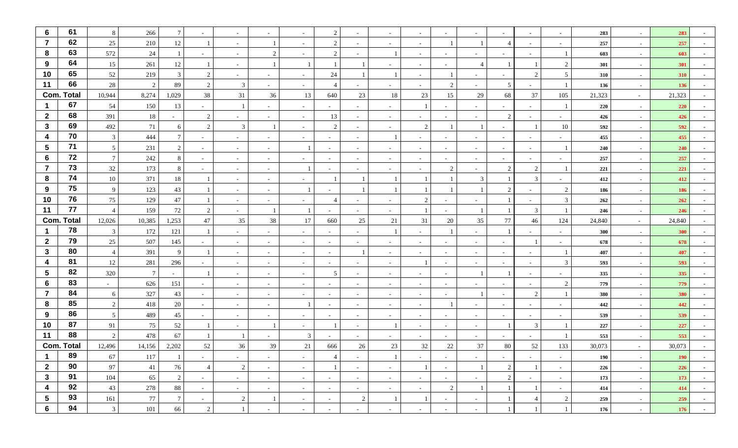| | | | | | | | | | | | | | | | | | | | | | |
|---|---|---|---|---|---|---|---|---|---|---|---|---|---|---|---|---|---|---|---|---|---|
| 6 | 61 | 8 | 266 | 7 | - | - | - | - | 2 | - | - | - | - | - | - | - | - | 283 | - | 283 | - |
| 7 | 62 | 25 | 210 | 12 | 1 | - | 1 | - | 2 | - | - | - | 1 | 1 | 4 | - | - | 257 | - | 257 | - |
| 8 | 63 | 572 | 24 | 1 | - | - | 2 | - | 2 | - | 1 | - | - | - | - | - | 1 | 603 | - | 603 | - |
| 9 | 64 | 15 | 261 | 12 | 1 | - | 1 | 1 | 1 | 1 | - | - | - | 4 | 1 | 1 | 2 | 301 | - | 301 | - |
| 10 | 65 | 52 | 219 | 3 | 2 | - | - | - | 24 | 1 | 1 | - | 1 | - | - | 2 | 5 | 310 | - | 310 | - |
| 11 | 66 | 28 | 2 | 89 | 2 | 3 | - | - | 4 | - | - | - | 2 | - | 5 | - | 1 | 136 | - | 136 | - |
| Com. Total | | 10,944 | 8,274 | 1,029 | 38 | 31 | 36 | 13 | 640 | 23 | 18 | 23 | 15 | 29 | 68 | 37 | 105 | 21,323 | - | 21,323 | - |
| 1 | 67 | 54 | 150 | 13 | - | 1 | - | - | - | - | - | 1 | - | - | - | - | 1 | 220 | - | 220 | - |
| 2 | 68 | 391 | 18 | - | 2 | - | - | - | 13 | - | - | - | - | - | 2 | - | - | 426 | - | 426 | - |
| 3 | 69 | 492 | 71 | 6 | 2 | 3 | 1 | - | 2 | - | - | 2 | 1 | 1 | - | 1 | 10 | 592 | - | 592 | - |
| 4 | 70 | 3 | 444 | 7 | - | - | - | - | - | - | 1 | - | - | - | - | - | - | 455 | - | 455 | - |
| 5 | 71 | 5 | 231 | 2 | - | - | - | 1 | - | - | - | - | - | - | - | - | 1 | 240 | - | 240 | - |
| 6 | 72 | 7 | 242 | 8 | - | - | - | - | - | - | - | - | - | - | - | - | - | 257 | - | 257 | - |
| 7 | 73 | 32 | 173 | 8 | - | - | - | 1 | - | - | - | - | 2 | - | 2 | 2 | 1 | 221 | - | 221 | - |
| 8 | 74 | 10 | 371 | 18 | 1 | - | - | - | 1 | 1 | 1 | 1 | 1 | 3 | 1 | 3 | - | 412 | - | 412 | - |
| 9 | 75 | 9 | 123 | 43 | 1 | - | - | 1 | - | 1 | 1 | 1 | 1 | 1 | 2 | - | 2 | 186 | - | 186 | - |
| 10 | 76 | 75 | 129 | 47 | 1 | - | - | - | 4 | - | - | 2 | - | - | 1 | - | 3 | 262 | - | 262 | - |
| 11 | 77 | 4 | 159 | 72 | 2 | - | 1 | 1 | - | - | - | 1 | - | 1 | 1 | 3 | 1 | 246 | - | 246 | - |
| Com. Total | | 12,026 | 10,385 | 1,253 | 47 | 35 | 38 | 17 | 660 | 25 | 21 | 31 | 20 | 35 | 77 | 46 | 124 | 24,840 | - | 24,840 | - |
| 1 | 78 | 3 | 172 | 121 | 1 | - | - | - | - | - | 1 | - | 1 | - | 1 | - | - | 300 | - | 300 | - |
| 2 | 79 | 25 | 507 | 145 | - | - | - | - | - | - | - | - | - | - | - | 1 | - | 678 | - | 678 | - |
| 3 | 80 | 4 | 391 | 9 | 1 | - | - | - | - | 1 | - | - | - | - | - | - | 1 | 407 | - | 407 | - |
| 4 | 81 | 12 | 281 | 296 | - | - | - | - | - | - | - | 1 | - | - | - | - | 3 | 593 | - | 593 | - |
| 5 | 82 | 320 | 7 | - | 1 | - | - | - | 5 | - | - | - | - | 1 | 1 | - | - | 335 | - | 335 | - |
| 6 | 83 | - | 626 | 151 | - | - | - | - | - | - | - | - | - | - | - | - | 2 | 779 | - | 779 | - |
| 7 | 84 | 6 | 327 | 43 | - | - | - | - | - | - | - | - | - | 1 | - | 2 | 1 | 380 | - | 380 | - |
| 8 | 85 | 2 | 418 | 20 | - | - | - | 1 | - | - | - | - | 1 | - | - | - | - | 442 | - | 442 | - |
| 9 | 86 | 5 | 489 | 45 | - | - | - | - | - | - | - | - | - | - | - | - | - | 539 | - | 539 | - |
| 10 | 87 | 91 | 75 | 52 | 1 | - | 1 | - | 1 | - | 1 | - | - | - | 1 | 3 | 1 | 227 | - | 227 | - |
| 11 | 88 | 2 | 478 | 67 | 1 | 1 | - | 3 | - | - | - | - | - | - | - | - | 1 | 553 | - | 553 | - |
| Com. Total | | 12,496 | 14,156 | 2,202 | 52 | 36 | 39 | 21 | 666 | 26 | 23 | 32 | 22 | 37 | 80 | 52 | 133 | 30,073 | - | 30,073 | - |
| 1 | 89 | 67 | 117 | 1 | - | - | - | - | 4 | - | 1 | - | - | - | - | - | - | 190 | - | 190 | - |
| 2 | 90 | 97 | 41 | 76 | 4 | 2 | - | - | 1 | - | - | 1 | - | 1 | 2 | 1 | - | 226 | - | 226 | - |
| 3 | 91 | 104 | 65 | 2 | - | - | - | - | - | - | - | - | - | - | 2 | - | - | 173 | - | 173 | - |
| 4 | 92 | 43 | 278 | 88 | - | - | - | - | - | - | - | - | 2 | 1 | 1 | 1 | - | 414 | - | 414 | - |
| 5 | 93 | 161 | 77 | 7 | - | 2 | 1 | - | - | 2 | 1 | 1 | - | - | 1 | 4 | 2 | 259 | - | 259 | - |
| 6 | 94 | 3 | 101 | 66 | 2 | 1 | - | - | - | - | - | - | - | - | 1 | 1 | 1 | 176 | - | 176 | - |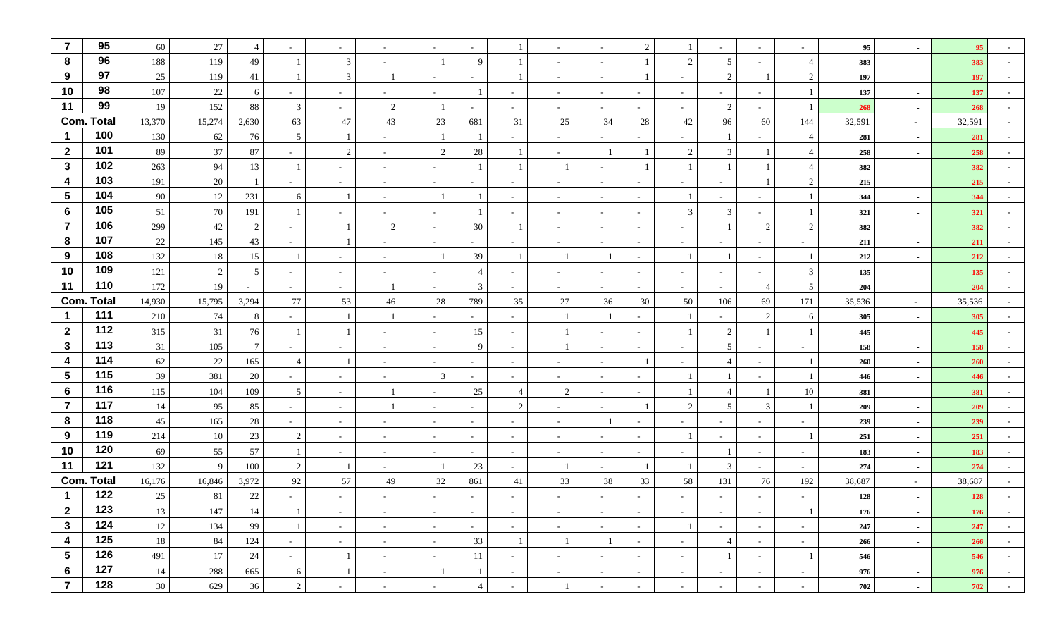| | | | | | | | | | | | | | | | | | | | | | |
|---|---|---|---|---|---|---|---|---|---|---|---|---|---|---|---|---|---|---|---|---|---|
| 7 | 95 | 60 | 27 | 4 | - | - | - | - | - | 1 | - | - | 2 | 1 | - | - | - | 95 | - | 95 | - |
| 8 | 96 | 188 | 119 | 49 | 1 | 3 | - | 1 | 9 | 1 | - | - | 1 | 2 | 5 | - | 4 | 383 | - | 383 | - |
| 9 | 97 | 25 | 119 | 41 | 1 | 3 | 1 | - | - | 1 | - | - | 1 | - | 2 | 1 | 2 | 197 | - | 197 | - |
| 10 | 98 | 107 | 22 | 6 | - | - | - | - | 1 | - | - | - | - | - | - | - | 1 | 137 | - | 137 | - |
| 11 | 99 | 19 | 152 | 88 | 3 | - | 2 | 1 | - | - | - | - | - | - | 2 | - | 1 | 268 | - | 268 | - |
| Com. Total | | 13,370 | 15,274 | 2,630 | 63 | 47 | 43 | 23 | 681 | 31 | 25 | 34 | 28 | 42 | 96 | 60 | 144 | 32,591 | - | 32,591 | - |
| 1 | 100 | 130 | 62 | 76 | 5 | 1 | - | 1 | 1 | - | - | - | - | - | 1 | - | 4 | 281 | - | 281 | - |
| 2 | 101 | 89 | 37 | 87 | - | 2 | - | 2 | 28 | 1 | - | 1 | 1 | 2 | 3 | 1 | 4 | 258 | - | 258 | - |
| 3 | 102 | 263 | 94 | 13 | 1 | - | - | - | 1 | 1 | 1 | - | 1 | 1 | 1 | 1 | 4 | 382 | - | 382 | - |
| 4 | 103 | 191 | 20 | 1 | - | - | - | - | - | - | - | - | - | - | - | 1 | 2 | 215 | - | 215 | - |
| 5 | 104 | 90 | 12 | 231 | 6 | 1 | - | 1 | 1 | - | - | - | - | 1 | - | - | 1 | 344 | - | 344 | - |
| 6 | 105 | 51 | 70 | 191 | 1 | - | - | - | 1 | - | - | - | - | 3 | 3 | - | 1 | 321 | - | 321 | - |
| 7 | 106 | 299 | 42 | 2 | - | 1 | 2 | - | 30 | 1 | - | - | - | - | 1 | 2 | 2 | 382 | - | 382 | - |
| 8 | 107 | 22 | 145 | 43 | - | 1 | - | - | - | - | - | - | - | - | - | - | - | 211 | - | 211 | - |
| 9 | 108 | 132 | 18 | 15 | 1 | - | - | 1 | 39 | 1 | 1 | 1 | - | 1 | 1 | - | 1 | 212 | - | 212 | - |
| 10 | 109 | 121 | 2 | 5 | - | - | - | - | 4 | - | - | - | - | - | - | - | 3 | 135 | - | 135 | - |
| 11 | 110 | 172 | 19 | - | - | - | 1 | - | 3 | - | - | - | - | - | - | 4 | 5 | 204 | - | 204 | - |
| Com. Total | | 14,930 | 15,795 | 3,294 | 77 | 53 | 46 | 28 | 789 | 35 | 27 | 36 | 30 | 50 | 106 | 69 | 171 | 35,536 | - | 35,536 | - |
| 1 | 111 | 210 | 74 | 8 | - | 1 | 1 | - | - | - | 1 | 1 | - | 1 | - | 2 | 6 | 305 | - | 305 | - |
| 2 | 112 | 315 | 31 | 76 | 1 | 1 | - | - | 15 | - | 1 | - | - | 1 | 2 | 1 | 1 | 445 | - | 445 | - |
| 3 | 113 | 31 | 105 | 7 | - | - | - | - | 9 | - | 1 | - | - | - | 5 | - | - | 158 | - | 158 | - |
| 4 | 114 | 62 | 22 | 165 | 4 | 1 | - | - | - | - | - | - | 1 | - | 4 | - | 1 | 260 | - | 260 | - |
| 5 | 115 | 39 | 381 | 20 | - | - | - | 3 | - | - | - | - | - | 1 | 1 | - | 1 | 446 | - | 446 | - |
| 6 | 116 | 115 | 104 | 109 | 5 | - | 1 | - | 25 | 4 | 2 | - | - | 1 | 4 | 1 | 10 | 381 | - | 381 | - |
| 7 | 117 | 14 | 95 | 85 | - | - | 1 | - | - | 2 | - | - | 1 | 2 | 5 | 3 | 1 | 209 | - | 209 | - |
| 8 | 118 | 45 | 165 | 28 | - | - | - | - | - | - | - | 1 | - | - | - | - | - | 239 | - | 239 | - |
| 9 | 119 | 214 | 10 | 23 | 2 | - | - | - | - | - | - | - | - | 1 | - | - | 1 | 251 | - | 251 | - |
| 10 | 120 | 69 | 55 | 57 | 1 | - | - | - | - | - | - | - | - | - | 1 | - | - | 183 | - | 183 | - |
| 11 | 121 | 132 | 9 | 100 | 2 | 1 | - | 1 | 23 | - | 1 | - | 1 | 1 | 3 | - | - | 274 | - | 274 | - |
| Com. Total | | 16,176 | 16,846 | 3,972 | 92 | 57 | 49 | 32 | 861 | 41 | 33 | 38 | 33 | 58 | 131 | 76 | 192 | 38,687 | - | 38,687 | - |
| 1 | 122 | 25 | 81 | 22 | - | - | - | - | - | - | - | - | - | - | - | - | - | 128 | - | 128 | - |
| 2 | 123 | 13 | 147 | 14 | 1 | - | - | - | - | - | - | - | - | - | - | - | 1 | 176 | - | 176 | - |
| 3 | 124 | 12 | 134 | 99 | 1 | - | - | - | - | - | - | - | - | 1 | - | - | - | 247 | - | 247 | - |
| 4 | 125 | 18 | 84 | 124 | - | - | - | - | 33 | 1 | 1 | 1 | - | - | 4 | - | - | 266 | - | 266 | - |
| 5 | 126 | 491 | 17 | 24 | - | 1 | - | - | 11 | - | - | - | - | - | 1 | - | 1 | 546 | - | 546 | - |
| 6 | 127 | 14 | 288 | 665 | 6 | 1 | - | 1 | 1 | - | - | - | - | - | - | - | - | 976 | - | 976 | - |
| 7 | 128 | 30 | 629 | 36 | 2 | - | - | - | 4 | - | 1 | - | - | - | - | - | - | 702 | - | 702 | - |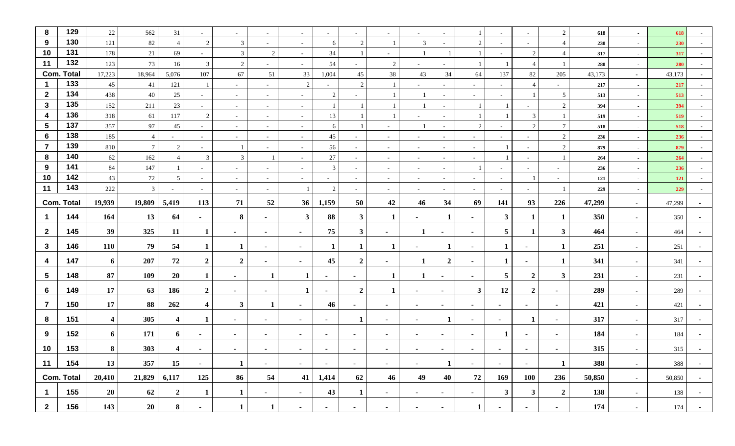| | | | | | | | | | | | | | | | | | | | | | |
|---|---|---|---|---|---|---|---|---|---|---|---|---|---|---|---|---|---|---|---|---|---|
| 8 | 129 | 22 | 562 | 31 | - | - | - | - | - | - | - | - | - | 1 | - | - | 2 | 618 | - | 618 | - |
| 9 | 130 | 121 | 82 | 4 | 2 | 3 | - | - | 6 | 2 | 1 | 3 | - | 2 | - | - | 4 | 230 | - | 230 | - |
| 10 | 131 | 178 | 21 | 69 | - | 3 | 2 | - | 34 | 1 | - | 1 | 1 | 1 | - | 2 | 4 | 317 | - | 317 | - |
| 11 | 132 | 123 | 73 | 16 | 3 | 2 | - | - | 54 | - | 2 | - | - | 1 | 1 | 4 | 1 | 280 | - | 280 | - |
| Com. Total | | 17,223 | 18,964 | 5,076 | 107 | 67 | 51 | 33 | 1,004 | 45 | 38 | 43 | 34 | 64 | 137 | 82 | 205 | 43,173 | - | 43,173 | - |
| 1 | 133 | 45 | 41 | 121 | 1 | - | - | 2 | - | 2 | 1 | - | - | - | - | 4 | - | 217 | - | 217 | - |
| 2 | 134 | 438 | 40 | 25 | - | - | - | - | 2 | - | 1 | 1 | - | - | - | 1 | 5 | 513 | - | 513 | - |
| 3 | 135 | 152 | 211 | 23 | - | - | - | - | 1 | 1 | 1 | 1 | - | 1 | 1 | - | 2 | 394 | - | 394 | - |
| 4 | 136 | 318 | 61 | 117 | 2 | - | - | - | 13 | 1 | 1 | - | - | 1 | 1 | 3 | 1 | 519 | - | 519 | - |
| 5 | 137 | 357 | 97 | 45 | - | - | - | - | 6 | 1 | - | 1 | - | 2 | - | 2 | 7 | 518 | - | 518 | - |
| 6 | 138 | 185 | 4 | - | - | - | - | - | 45 | - | - | - | - | - | - | - | 2 | 236 | - | 236 | - |
| 7 | 139 | 810 | 7 | 2 | - | 1 | - | - | 56 | - | - | - | - | - | 1 | - | 2 | 879 | - | 879 | - |
| 8 | 140 | 62 | 162 | 4 | 3 | 3 | 1 | - | 27 | - | - | - | - | - | 1 | - | 1 | 264 | - | 264 | - |
| 9 | 141 | 84 | 147 | 1 | - | - | - | - | 3 | - | - | - | - | 1 | - | - | - | 236 | - | 236 | - |
| 10 | 142 | 43 | 72 | 5 | - | - | - | - | - | - | - | - | - | - | - | 1 | - | 121 | - | 121 | - |
| 11 | 143 | 222 | 3 | - | - | - | - | 1 | 2 | - | - | - | - | - | - | - | 1 | 229 | - | 229 | - |
| Com. Total | | 19,939 | 19,809 | 5,419 | 113 | 71 | 52 | 36 | 1,159 | 50 | 42 | 46 | 34 | 69 | 141 | 93 | 226 | 47,299 | - | 47,299 | - |
| 1 | 144 | 164 | 13 | 64 | - | 8 | - | 3 | 88 | 3 | 1 | - | 1 | - | 3 | 1 | 1 | 350 | - | 350 | - |
| 2 | 145 | 39 | 325 | 11 | 1 | - | - | - | 75 | 3 | - | 1 | - | - | 5 | 1 | 3 | 464 | - | 464 | - |
| 3 | 146 | 110 | 79 | 54 | 1 | 1 | - | - | 1 | 1 | 1 | - | 1 | - | 1 | - | 1 | 251 | - | 251 | - |
| 4 | 147 | 6 | 207 | 72 | 2 | 2 | - | - | 45 | 2 | - | 1 | 2 | - | 1 | - | 1 | 341 | - | 341 | - |
| 5 | 148 | 87 | 109 | 20 | 1 | - | 1 | 1 | - | - | 1 | 1 | - | - | 5 | 2 | 3 | 231 | - | 231 | - |
| 6 | 149 | 17 | 63 | 186 | 2 | - | - | 1 | - | 2 | 1 | - | - | 3 | 12 | 2 | - | 289 | - | 289 | - |
| 7 | 150 | 17 | 88 | 262 | 4 | 3 | 1 | - | 46 | - | - | - | - | - | - | - | - | 421 | - | 421 | - |
| 8 | 151 | 4 | 305 | 4 | 1 | - | - | - | - | 1 | - | - | 1 | - | - | 1 | - | 317 | - | 317 | - |
| 9 | 152 | 6 | 171 | 6 | - | - | - | - | - | - | - | - | - | - | 1 | - | - | 184 | - | 184 | - |
| 10 | 153 | 8 | 303 | 4 | - | - | - | - | - | - | - | - | - | - | - | - | - | 315 | - | 315 | - |
| 11 | 154 | 13 | 357 | 15 | - | 1 | - | - | - | - | - | - | 1 | - | - | - | 1 | 388 | - | 388 | - |
| Com. Total | | 20,410 | 21,829 | 6,117 | 125 | 86 | 54 | 41 | 1,414 | 62 | 46 | 49 | 40 | 72 | 169 | 100 | 236 | 50,850 | - | 50,850 | - |
| 1 | 155 | 20 | 62 | 2 | 1 | 1 | - | - | 43 | 1 | - | - | - | - | 3 | 3 | 2 | 138 | - | 138 | - |
| 2 | 156 | 143 | 20 | 8 | - | 1 | 1 | - | - | - | - | - | - | 1 | - | - | - | 174 | - | 174 | - |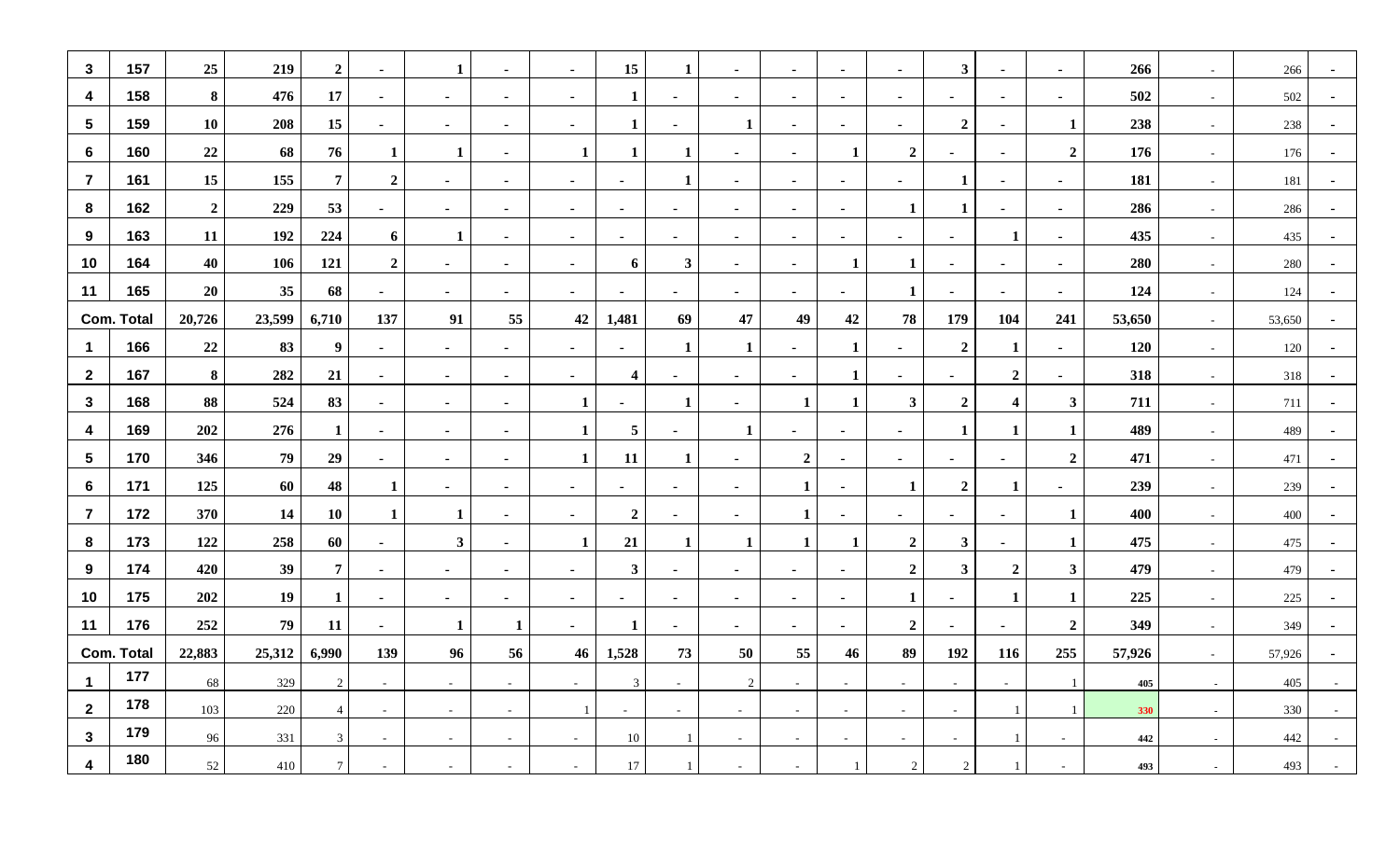| 3 | 157 | 25 | 219 | 2 | - | 1 | - | - | 15 | 1 | - | - | - | - | 3 | - | - | 266 | - | 266 | - |
|---|---|---|---|---|---|---|---|---|---|---|---|---|---|---|---|---|---|---|---|---|---|
| 4 | 158 | 8 | 476 | 17 | - | - | - | - | 1 | - | - | - | - | - | - | - | - | 502 | - | 502 | - |
| 5 | 159 | 10 | 208 | 15 | - | - | - | - | 1 | - | 1 | - | - | - | 2 | - | 1 | 238 | - | 238 | - |
| 6 | 160 | 22 | 68 | 76 | 1 | 1 | - | 1 | 1 | 1 | - | - | 1 | 2 | - | - | 2 | 176 | - | 176 | - |
| 7 | 161 | 15 | 155 | 7 | 2 | - | - | - | - | 1 | - | - | - | - | 1 | - | - | 181 | - | 181 | - |
| 8 | 162 | 2 | 229 | 53 | - | - | - | - | - | - | - | - | - | 1 | 1 | - | - | 286 | - | 286 | - |
| 9 | 163 | 11 | 192 | 224 | 6 | 1 | - | - | - | - | - | - | - | - | - | 1 | - | 435 | - | 435 | - |
| 10 | 164 | 40 | 106 | 121 | 2 | - | - | - | 6 | 3 | - | - | 1 | 1 | - | - | - | 280 | - | 280 | - |
| 11 | 165 | 20 | 35 | 68 | - | - | - | - | - | - | - | - | - | 1 | - | - | - | 124 | - | 124 | - |
| Com. Total | | 20,726 | 23,599 | 6,710 | 137 | 91 | 55 | 42 | 1,481 | 69 | 47 | 49 | 42 | 78 | 179 | 104 | 241 | 53,650 | - | 53,650 | - |
| 1 | 166 | 22 | 83 | 9 | - | - | - | - | - | 1 | 1 | - | 1 | - | 2 | 1 | - | 120 | - | 120 | - |
| 2 | 167 | 8 | 282 | 21 | - | - | - | - | 4 | - | - | - | 1 | - | - | 2 | - | 318 | - | 318 | - |
| 3 | 168 | 88 | 524 | 83 | - | - | - | 1 | - | 1 | - | 1 | 1 | 3 | 2 | 4 | 3 | 711 | - | 711 | - |
| 4 | 169 | 202 | 276 | 1 | - | - | - | 1 | 5 | - | 1 | - | - | - | 1 | 1 | 1 | 489 | - | 489 | - |
| 5 | 170 | 346 | 79 | 29 | - | - | - | 1 | 11 | 1 | - | 2 | - | - | - | - | 2 | 471 | - | 471 | - |
| 6 | 171 | 125 | 60 | 48 | 1 | - | - | - | - | - | - | 1 | - | 1 | 2 | 1 | - | 239 | - | 239 | - |
| 7 | 172 | 370 | 14 | 10 | 1 | 1 | - | - | 2 | - | - | 1 | - | - | - | - | 1 | 400 | - | 400 | - |
| 8 | 173 | 122 | 258 | 60 | - | 3 | - | 1 | 21 | 1 | 1 | 1 | 1 | 2 | 3 | - | 1 | 475 | - | 475 | - |
| 9 | 174 | 420 | 39 | 7 | - | - | - | - | 3 | - | - | - | - | 2 | 3 | 2 | 3 | 479 | - | 479 | - |
| 10 | 175 | 202 | 19 | 1 | - | - | - | - | - | - | - | - | - | 1 | - | 1 | 1 | 225 | - | 225 | - |
| 11 | 176 | 252 | 79 | 11 | - | 1 | 1 | - | 1 | - | - | - | - | 2 | - | - | 2 | 349 | - | 349 | - |
| Com. Total | | 22,883 | 25,312 | 6,990 | 139 | 96 | 56 | 46 | 1,528 | 73 | 50 | 55 | 46 | 89 | 192 | 116 | 255 | 57,926 | - | 57,926 | - |
| 1 | 177 | 68 | 329 | 2 | - | - | - | - | 3 | - | 2 | - | - | - | - | - | 1 | 405 | - | 405 | - |
| 2 | 178 | 103 | 220 | 4 | - | - | - | 1 | - | - | - | - | - | - | - | 1 | 1 | 330 | - | 330 | - |
| 3 | 179 | 96 | 331 | 3 | - | - | - | - | 10 | 1 | - | - | - | - | - | 1 | - | 442 | - | 442 | - |
| 4 | 180 | 52 | 410 | 7 | - | - | - | - | 17 | 1 | - | - | 1 | 2 | 2 | 1 | - | 493 | - | 493 | - |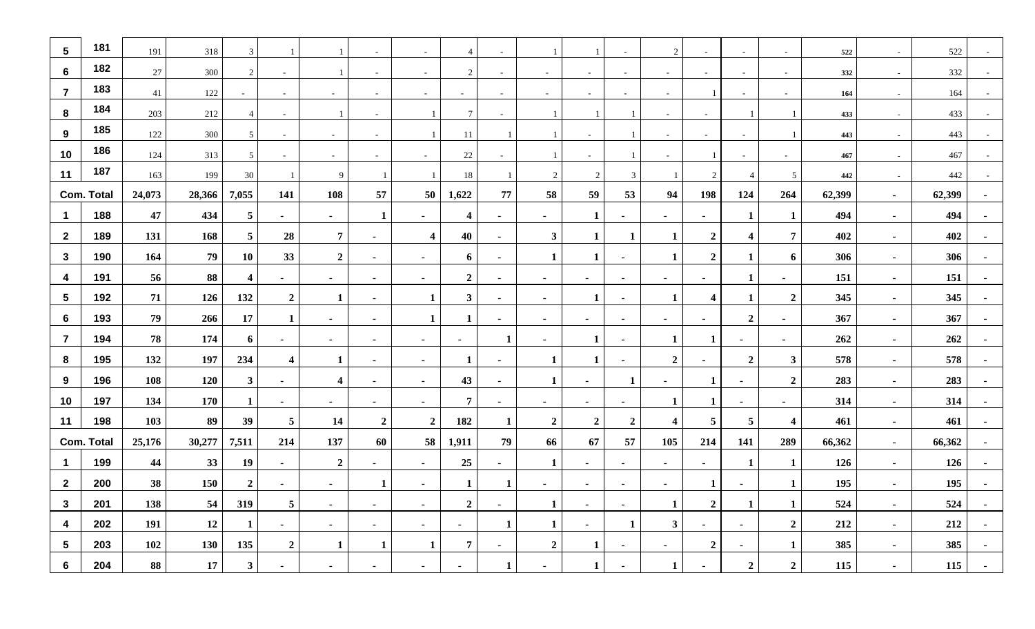| | | | | | | | | | | | | | | | | | | | | | | |
|---|---|---|---|---|---|---|---|---|---|---|---|---|---|---|---|---|---|---|---|---|---|---|
| 5 | 181 | 191 | 318 | 3 | 1 | 1 | - | - | 4 | - | 1 | 1 | - | 2 | - | - | - | 522 | - | 522 | - |
| 6 | 182 | 27 | 300 | 2 | - | 1 | - | - | 2 | - | - | - | - | - | - | - | - | 332 | - | 332 | - |
| 7 | 183 | 41 | 122 | - | - | - | - | - | - | - | - | - | - | - | 1 | - | - | 164 | - | 164 | - |
| 8 | 184 | 203 | 212 | 4 | - | 1 | - | 1 | 7 | - | 1 | 1 | 1 | - | - | 1 | 1 | 433 | - | 433 | - |
| 9 | 185 | 122 | 300 | 5 | - | - | - | 1 | 11 | 1 | 1 | - | 1 | - | - | - | 1 | 443 | - | 443 | - |
| 10 | 186 | 124 | 313 | 5 | - | - | - | - | 22 | - | 1 | - | 1 | - | 1 | - | - | 467 | - | 467 | - |
| 11 | 187 | 163 | 199 | 30 | 1 | 9 | 1 | 1 | 18 | 1 | 2 | 2 | 3 | 1 | 2 | 4 | 5 | 442 | - | 442 | - |
| **Com. Total** | | **24,073** | **28,366** | **7,055** | **141** | **108** | **57** | **50** | **1,622** | **77** | **58** | **59** | **53** | **94** | **198** | **124** | **264** | **62,399** | **-** | **62,399** | **-** |
| 1 | 188 | **47** | **434** | **5** | **-** | **-** | **1** | **-** | **4** | **-** | **-** | **1** | **-** | **-** | **-** | **1** | **1** | **494** | **-** | **494** | **-** |
| 2 | 189 | **131** | **168** | **5** | **28** | **7** | **-** | **4** | **40** | **-** | **3** | **1** | **1** | **1** | **2** | **4** | **7** | **402** | **-** | **402** | **-** |
| 3 | 190 | **164** | **79** | **10** | **33** | **2** | **-** | **-** | **6** | **-** | **1** | **1** | **-** | **1** | **2** | **1** | **6** | **306** | **-** | **306** | **-** |
| 4 | 191 | **56** | **88** | **4** | **-** | **-** | **-** | **-** | **2** | **-** | **-** | **-** | **-** | **-** | **-** | **1** | **-** | **151** | **-** | **151** | **-** |
| 5 | 192 | **71** | **126** | **132** | **2** | **1** | **-** | **1** | **3** | **-** | **-** | **1** | **-** | **1** | **4** | **1** | **2** | **345** | **-** | **345** | **-** |
| 6 | 193 | **79** | **266** | **17** | **1** | **-** | **-** | **1** | **1** | **-** | **-** | **-** | **-** | **-** | **-** | **2** | **-** | **367** | **-** | **367** | **-** |
| 7 | 194 | **78** | **174** | **6** | **-** | **-** | **-** | **-** | **-** | **1** | **-** | **1** | **-** | **1** | **1** | **-** | **-** | **262** | **-** | **262** | **-** |
| 8 | 195 | **132** | **197** | **234** | **4** | **1** | **-** | **-** | **1** | **-** | **1** | **1** | **-** | **2** | **-** | **2** | **3** | **578** | **-** | **578** | **-** |
| 9 | 196 | **108** | **120** | **3** | **-** | **4** | **-** | **-** | **43** | **-** | **1** | **-** | **1** | **-** | **1** | **-** | **2** | **283** | **-** | **283** | **-** |
| 10 | 197 | **134** | **170** | **1** | **-** | **-** | **-** | **-** | **7** | **-** | **-** | **-** | **-** | **1** | **1** | **-** | **-** | **314** | **-** | **314** | **-** |
| 11 | 198 | **103** | **89** | **39** | **5** | **14** | **2** | **2** | **182** | **1** | **2** | **2** | **2** | **4** | **5** | **5** | **4** | **461** | **-** | **461** | **-** |
| **Com. Total** | | **25,176** | **30,277** | **7,511** | **214** | **137** | **60** | **58** | **1,911** | **79** | **66** | **67** | **57** | **105** | **214** | **141** | **289** | **66,362** | **-** | **66,362** | **-** |
| 1 | 199 | **44** | **33** | **19** | **-** | **2** | **-** | **-** | **25** | **-** | **1** | **-** | **-** | **-** | **-** | **1** | **1** | **126** | **-** | **126** | **-** |
| 2 | 200 | **38** | **150** | **2** | **-** | **-** | **1** | **-** | **1** | **1** | **-** | **-** | **-** | **-** | **1** | **-** | **1** | **195** | **-** | **195** | **-** |
| 3 | 201 | **138** | **54** | **319** | **5** | **-** | **-** | **-** | **2** | **-** | **1** | **-** | **-** | **1** | **2** | **1** | **1** | **524** | **-** | **524** | **-** |
| 4 | 202 | **191** | **12** | **1** | **-** | **-** | **-** | **-** | **-** | **1** | **1** | **-** | **1** | **3** | **-** | **-** | **2** | **212** | **-** | **212** | **-** |
| 5 | 203 | **102** | **130** | **135** | **2** | **1** | **1** | **1** | **7** | **-** | **2** | **1** | **-** | **-** | **2** | **-** | **1** | **385** | **-** | **385** | **-** |
| 6 | 204 | **88** | **17** | **3** | **-** | **-** | **-** | **-** | **-** | **1** | **-** | **1** | **-** | **1** | **-** | **2** | **2** | **115** | **-** | **115** | **-** |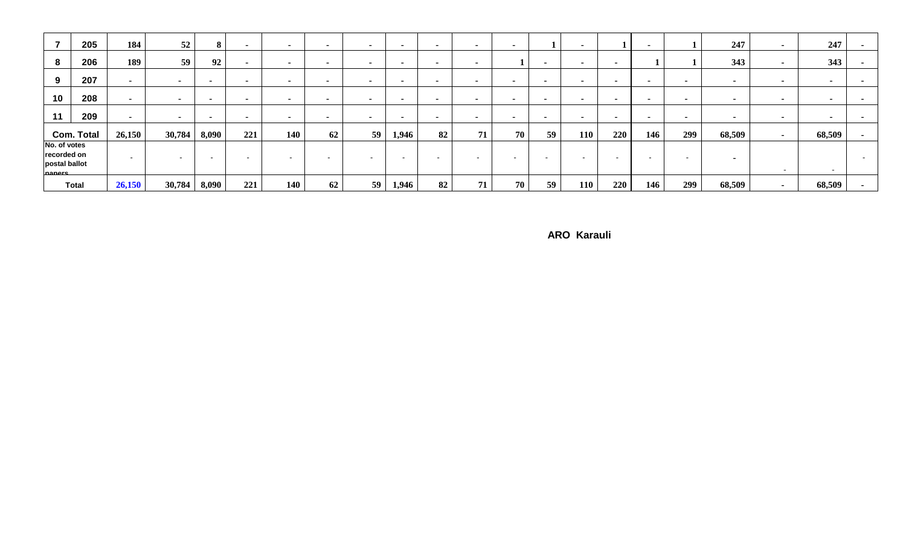| | | | | | | | | | | | | | | | | | | | | | |
|---|---|---|---|---|---|---|---|---|---|---|---|---|---|---|---|---|---|---|---|---|---|
| 7 | 205 | 184 | 52 | 8 | - | - | - | - | - | - | - | - | 1 | - | 1 | - | 1 | 247 | - | 247 | - |
| 8 | 206 | 189 | 59 | 92 | - | - | - | - | - | - | - | 1 | - | - | - | 1 | 1 | 343 | - | 343 | - |
| 9 | 207 | - | - | - | - | - | - | - | - | - | - | - | - | - | - | - | - | - | - | - | - |
| 10 | 208 | - | - | - | - | - | - | - | - | - | - | - | - | - | - | - | - | - | - | - | - |
| 11 | 209 | - | - | - | - | - | - | - | - | - | - | - | - | - | - | - | - | - | - | - | - |
| Com. Total | | 26,150 | 30,784 | 8,090 | 221 | 140 | 62 | 59 | 1,946 | 82 | 71 | 70 | 59 | 110 | 220 | 146 | 299 | 68,509 | - | 68,509 | - |
| No. of votes recorded on postal ballot papers | | - | - | - | - | - | - | - | - | - | - | - | - | - | - | - | - | - | - | - | - |
| Total | | 26,150 | 30,784 | 8,090 | 221 | 140 | 62 | 59 | 1,946 | 82 | 71 | 70 | 59 | 110 | 220 | 146 | 299 | 68,509 | - | 68,509 | - |

**ARO Karauli**